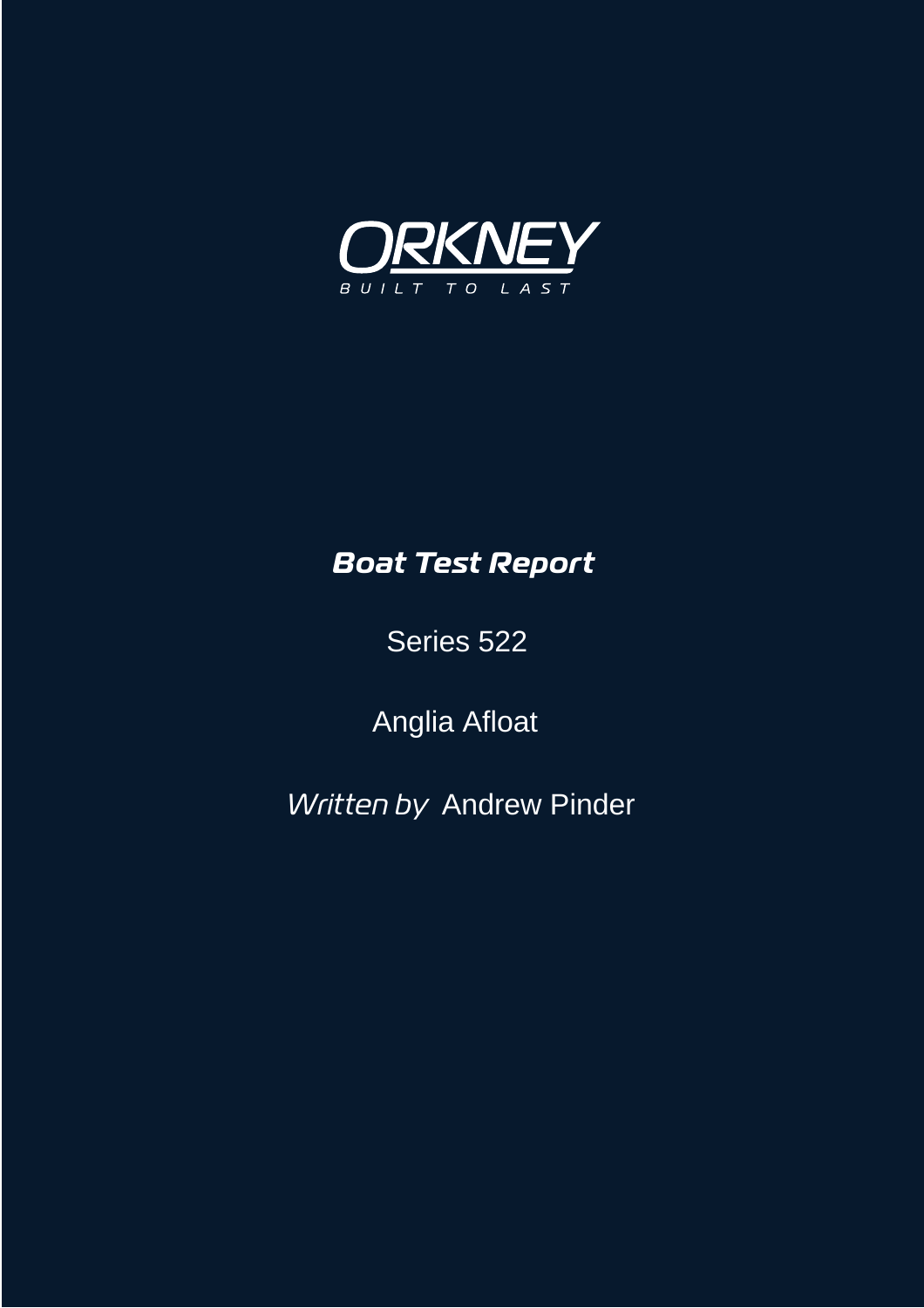# ORKNEY

BUILT TO LAST

## *Boat Test Report*

Series 522

Anglia Afloat

*Written by* Andrew Pinder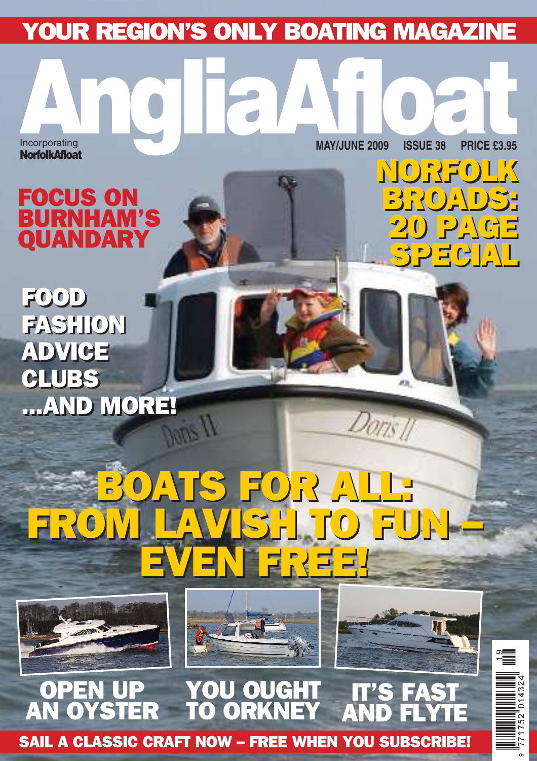YOUR REGION'S ONLY BOATING MAGAZINE

# AngliaAfloat

Incorporating **NorfolkAfloat**

MAY/JUNE 2009 ISSUE 38 PRICE £3.95

## NORFOLK BROADS: 20 PAGE SPECIAL

## FOCUS ON BURNHAM'S QUANDARY

FOOD
FASHION
ADVICE
CLUBS
...AND MORE!

## BOATS FOR ALL: FROM LAVISH TO FUN – EVEN FREE!

OPEN UP AN OYSTER

YOU OUGHT TO ORKNEY

IT'S FAST AND FLYTE

SAIL A CLASSIC CRAFT NOW – FREE WHEN YOU SUBSCRIBE!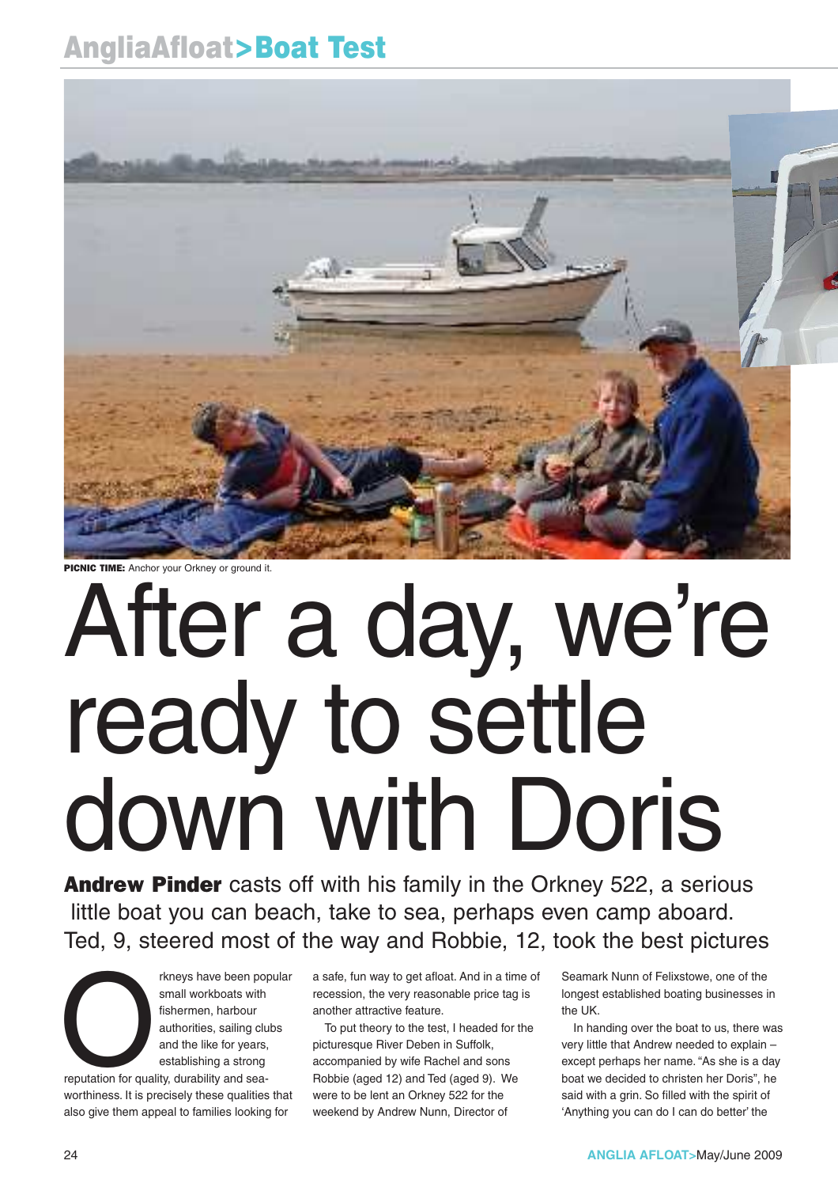**PICNIC TIME:** Anchor your Orkney or ground it.

# After a day, we're ready to settle down with Doris

**Andrew Pinder** casts off with his family in the Orkney 522, a serious little boat you can beach, take to sea, perhaps even camp aboard. Ted, 9, steered most of the way and Robbie, 12, took the best pictures

Orkneys have been popular small workboats with fishermen, harbour authorities, sailing clubs and the like for years, establishing a strong reputation for quality, durability and sea-worthiness. It is precisely these qualities that also give them appeal to families looking for a safe, fun way to get afloat. And in a time of recession, the very reasonable price tag is another attractive feature.

To put theory to the test, I headed for the picturesque River Deben in Suffolk, accompanied by wife Rachel and sons Robbie (aged 12) and Ted (aged 9). We were to be lent an Orkney 522 for the weekend by Andrew Nunn, Director of Seamark Nunn of Felixstowe, one of the longest established boating businesses in the UK.

In handing over the boat to us, there was very little that Andrew needed to explain – except perhaps her name. "As she is a day boat we decided to christen her Doris", he said with a grin. So filled with the spirit of 'Anything you can do I can do better' the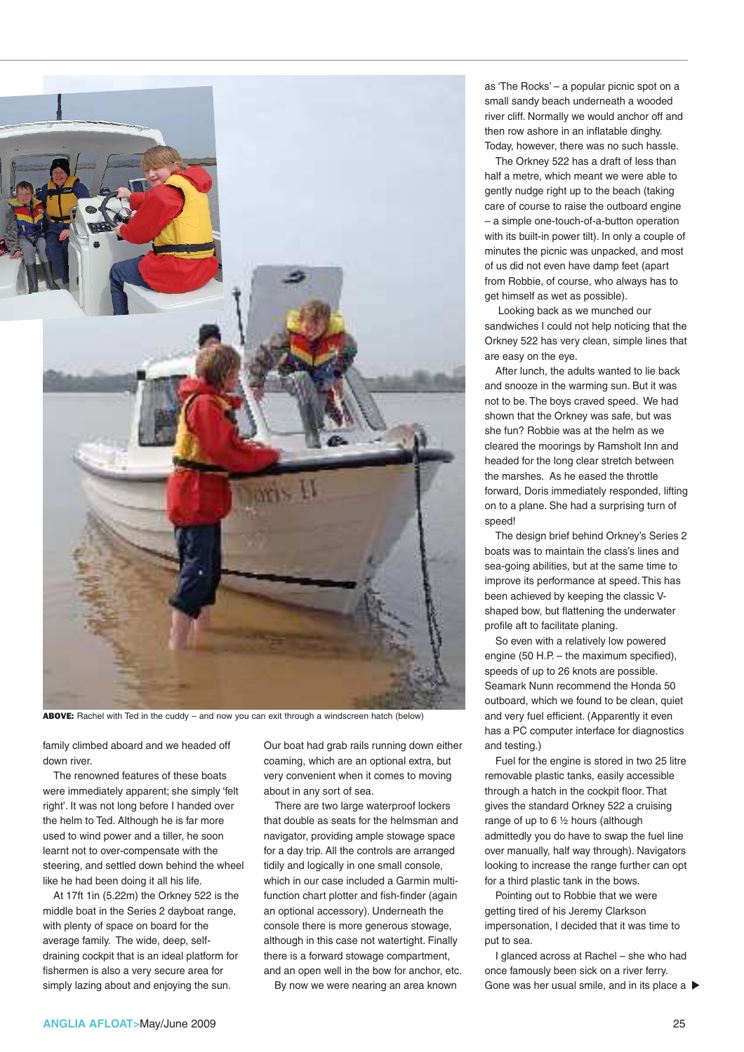**ABOVE:** Rachel with Ted in the cuddy – and now you can exit through a windscreen hatch (below)

family climbed aboard and we headed off down river.

The renowned features of these boats were immediately apparent; she simply 'felt right'. It was not long before I handed over the helm to Ted. Although he is far more used to wind power and a tiller, he soon learnt not to over-compensate with the steering, and settled down behind the wheel like he had been doing it all his life.

At 17ft 1in (5.22m) the Orkney 522 is the middle boat in the Series 2 dayboat range, with plenty of space on board for the average family. The wide, deep, self-draining cockpit that is an ideal platform for fishermen is also a very secure area for simply lazing about and enjoying the sun.

Our boat had grab rails running down either coaming, which are an optional extra, but very convenient when it comes to moving about in any sort of sea.

There are two large waterproof lockers that double as seats for the helmsman and navigator, providing ample stowage space for a day trip. All the controls are arranged tidily and logically in one small console, which in our case included a Garmin multi-function chart plotter and fish-finder (again an optional accessory). Underneath the console there is more generous stowage, although in this case not watertight. Finally there is a forward stowage compartment, and an open well in the bow for anchor, etc.

By now we were nearing an area known as 'The Rocks' – a popular picnic spot on a small sandy beach underneath a wooded river cliff. Normally we would anchor off and then row ashore in an inflatable dinghy. Today, however, there was no such hassle.

The Orkney 522 has a draft of less than half a metre, which meant we were able to gently nudge right up to the beach (taking care of course to raise the outboard engine – a simple one-touch-of-a-button operation with its built-in power tilt). In only a couple of minutes the picnic was unpacked, and most of us did not even have damp feet (apart from Robbie, of course, who always has to get himself as wet as possible).

Looking back as we munched our sandwiches I could not help noticing that the Orkney 522 has very clean, simple lines that are easy on the eye.

After lunch, the adults wanted to lie back and snooze in the warming sun. But it was not to be. The boys craved speed. We had shown that the Orkney was safe, but was she fun? Robbie was at the helm as we cleared the moorings by Ramsholt Inn and headed for the long clear stretch between the marshes. As he eased the throttle forward, Doris immediately responded, lifting on to a plane. She had a surprising turn of speed!

The design brief behind Orkney's Series 2 boats was to maintain the class's lines and sea-going abilities, but at the same time to improve its performance at speed. This has been achieved by keeping the classic V-shaped bow, but flattening the underwater profile aft to facilitate planing.

So even with a relatively low powered engine (50 H.P. – the maximum specified), speeds of up to 26 knots are possible. Seamark Nunn recommend the Honda 50 outboard, which we found to be clean, quiet and very fuel efficient. (Apparently it even has a PC computer interface for diagnostics and testing.)

Fuel for the engine is stored in two 25 litre removable plastic tanks, easily accessible through a hatch in the cockpit floor. That gives the standard Orkney 522 a cruising range of up to 6 ½ hours (although admittedly you do have to swap the fuel line over manually, half way through). Navigators looking to increase the range further can opt for a third plastic tank in the bows.

Pointing out to Robbie that we were getting tired of his Jeremy Clarkson impersonation, I decided that it was time to put to sea.

I glanced across at Rachel – she who had once famously been sick on a river ferry. Gone was her usual smile, and in its place a ▶